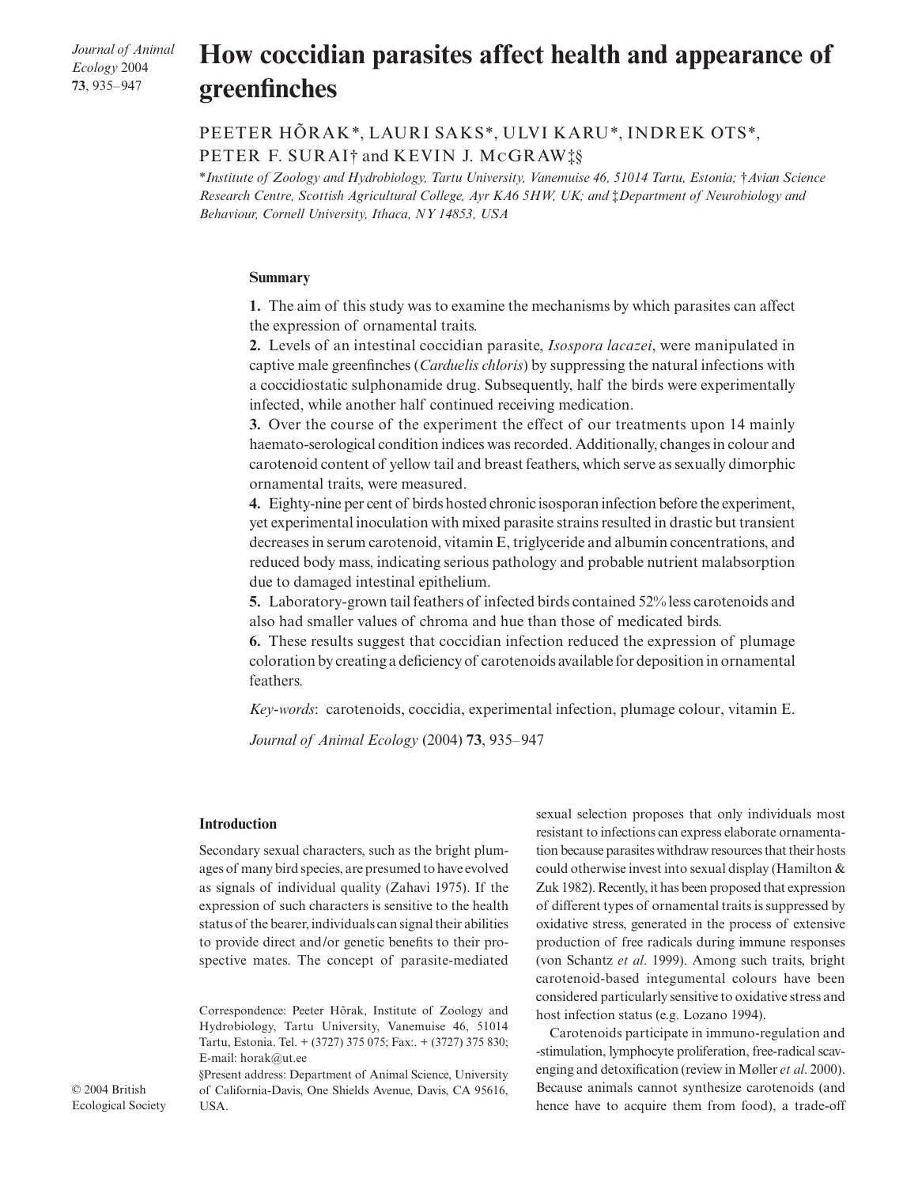# How coccidian parasites affect health and appearance of greenfinches

PEETER HÕRAK*, LAURI SAKS*, ULVI KARU*, INDREK OTS*, PETER F. SURAI† and KEVIN J. MCGRAW‡§

*Institute of Zoology and Hydrobiology, Tartu University, Vanemuise 46, 51014 Tartu, Estonia; †Avian Science Research Centre, Scottish Agricultural College, Ayr KA6 5HW, UK; and ‡Department of Neurobiology and Behaviour, Cornell University, Ithaca, NY 14853, USA*

## Summary

**1.** The aim of this study was to examine the mechanisms by which parasites can affect the expression of ornamental traits.

**2.** Levels of an intestinal coccidian parasite, *Isospora lacazei*, were manipulated in captive male greenfinches (*Carduelis chloris*) by suppressing the natural infections with a coccidiostatic sulphonamide drug. Subsequently, half the birds were experimentally infected, while another half continued receiving medication.

**3.** Over the course of the experiment the effect of our treatments upon 14 mainly haemato-serological condition indices was recorded. Additionally, changes in colour and carotenoid content of yellow tail and breast feathers, which serve as sexually dimorphic ornamental traits, were measured.

**4.** Eighty-nine per cent of birds hosted chronic isosporan infection before the experiment, yet experimental inoculation with mixed parasite strains resulted in drastic but transient decreases in serum carotenoid, vitamin E, triglyceride and albumin concentrations, and reduced body mass, indicating serious pathology and probable nutrient malabsorption due to damaged intestinal epithelium.

**5.** Laboratory-grown tail feathers of infected birds contained 52% less carotenoids and also had smaller values of chroma and hue than those of medicated birds.

**6.** These results suggest that coccidian infection reduced the expression of plumage coloration by creating a deficiency of carotenoids available for deposition in ornamental feathers.

*Key-words*: carotenoids, coccidia, experimental infection, plumage colour, vitamin E.

*Journal of Animal Ecology* (2004) **73**, 935–947

## Introduction

Secondary sexual characters, such as the bright plumages of many bird species, are presumed to have evolved as signals of individual quality (Zahavi 1975). If the expression of such characters is sensitive to the health status of the bearer, individuals can signal their abilities to provide direct and/or genetic benefits to their prospective mates. The concept of parasite-mediated sexual selection proposes that only individuals most resistant to infections can express elaborate ornamentation because parasites withdraw resources that their hosts could otherwise invest into sexual display (Hamilton & Zuk 1982). Recently, it has been proposed that expression of different types of ornamental traits is suppressed by oxidative stress, generated in the process of extensive production of free radicals during immune responses (von Schantz *et al*. 1999). Among such traits, bright carotenoid-based integumental colours have been considered particularly sensitive to oxidative stress and host infection status (e.g. Lozano 1994).

Carotenoids participate in immuno-regulation and -stimulation, lymphocyte proliferation, free-radical scavenging and detoxification (review in Møller *et al*. 2000). Because animals cannot synthesize carotenoids (and hence have to acquire them from food), a trade-off

Correspondence: Peeter Hõrak, Institute of Zoology and Hydrobiology, Tartu University, Vanemuise 46, 51014 Tartu, Estonia. Tel. + (3727) 375 075; Fax:. + (3727) 375 830; E-mail: horak@ut.ee

§Present address: Department of Animal Science, University of California-Davis, One Shields Avenue, Davis, CA 95616, USA.

© 2004 British Ecological Society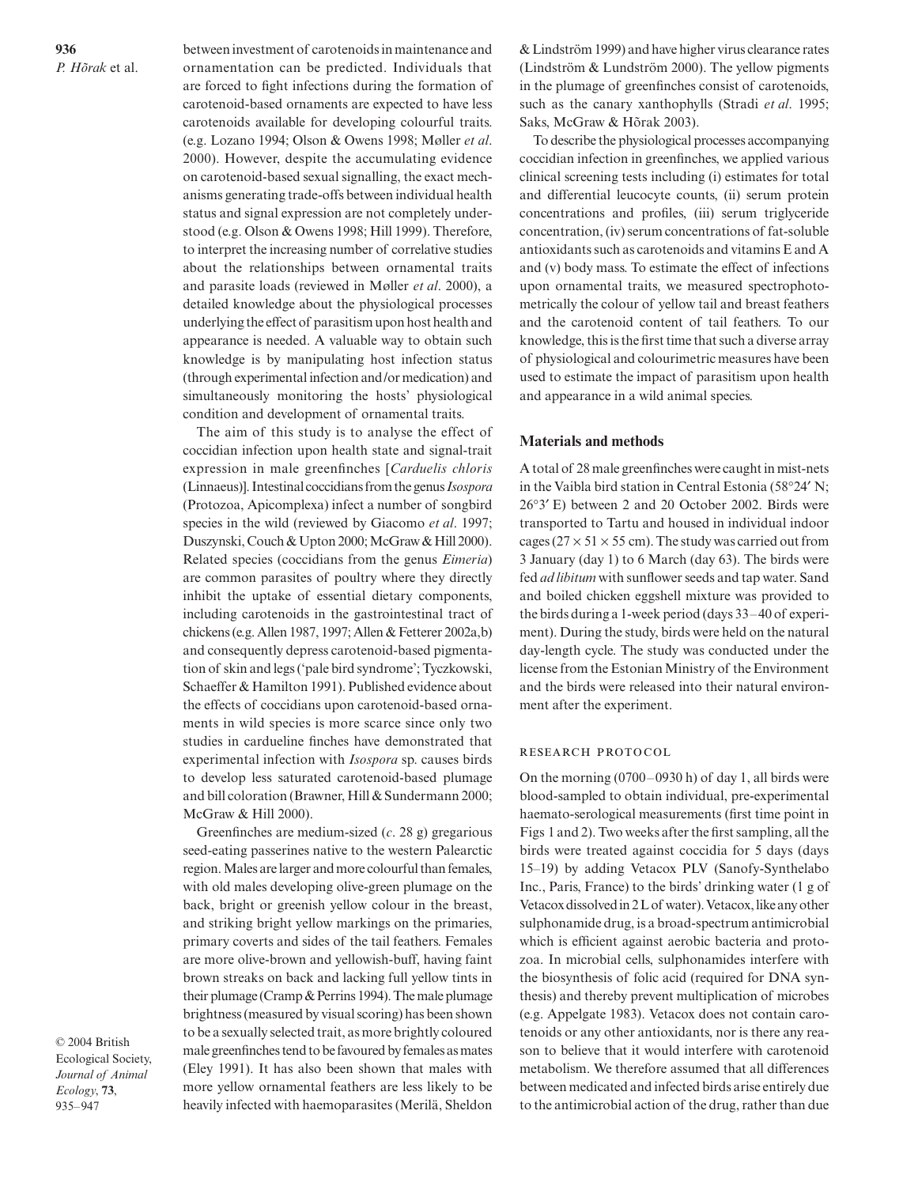between investment of carotenoids in maintenance and ornamentation can be predicted. Individuals that are forced to fight infections during the formation of carotenoid-based ornaments are expected to have less carotenoids available for developing colourful traits. (e.g. Lozano 1994; Olson & Owens 1998; Møller *et al*. 2000). However, despite the accumulating evidence on carotenoid-based sexual signalling, the exact mechanisms generating trade-offs between individual health status and signal expression are not completely understood (e.g. Olson & Owens 1998; Hill 1999). Therefore, to interpret the increasing number of correlative studies about the relationships between ornamental traits and parasite loads (reviewed in Møller *et al*. 2000), a detailed knowledge about the physiological processes underlying the effect of parasitism upon host health and appearance is needed. A valuable way to obtain such knowledge is by manipulating host infection status (through experimental infection and/or medication) and simultaneously monitoring the hosts' physiological condition and development of ornamental traits.

The aim of this study is to analyse the effect of coccidian infection upon health state and signal-trait expression in male greenfinches [*Carduelis chloris* (Linnaeus)]. Intestinal coccidians from the genus *Isospora* (Protozoa, Apicomplexa) infect a number of songbird species in the wild (reviewed by Giacomo *et al*. 1997; Duszynski, Couch & Upton 2000; McGraw & Hill 2000). Related species (coccidians from the genus *Eimeria*) are common parasites of poultry where they directly inhibit the uptake of essential dietary components, including carotenoids in the gastrointestinal tract of chickens (e.g. Allen 1987, 1997; Allen & Fetterer 2002a,b) and consequently depress carotenoid-based pigmentation of skin and legs ('pale bird syndrome'; Tyczkowski, Schaeffer & Hamilton 1991). Published evidence about the effects of coccidians upon carotenoid-based ornaments in wild species is more scarce since only two studies in cardueline finches have demonstrated that experimental infection with *Isospora* sp. causes birds to develop less saturated carotenoid-based plumage and bill coloration (Brawner, Hill & Sundermann 2000; McGraw & Hill 2000).

Greenfinches are medium-sized (*c*. 28 g) gregarious seed-eating passerines native to the western Palearctic region. Males are larger and more colourful than females, with old males developing olive-green plumage on the back, bright or greenish yellow colour in the breast, and striking bright yellow markings on the primaries, primary coverts and sides of the tail feathers. Females are more olive-brown and yellowish-buff, having faint brown streaks on back and lacking full yellow tints in their plumage (Cramp & Perrins 1994). The male plumage brightness (measured by visual scoring) has been shown to be a sexually selected trait, as more brightly coloured male greenfinches tend to be favoured by females as mates (Eley 1991). It has also been shown that males with more yellow ornamental feathers are less likely to be heavily infected with haemoparasites (Merilä, Sheldon & Lindström 1999) and have higher virus clearance rates (Lindström & Lundström 2000). The yellow pigments in the plumage of greenfinches consist of carotenoids, such as the canary xanthophylls (Stradi *et al*. 1995; Saks, McGraw & Hõrak 2003).

To describe the physiological processes accompanying coccidian infection in greenfinches, we applied various clinical screening tests including (i) estimates for total and differential leucocyte counts, (ii) serum protein concentrations and profiles, (iii) serum triglyceride concentration, (iv) serum concentrations of fat-soluble antioxidants such as carotenoids and vitamins E and A and (v) body mass. To estimate the effect of infections upon ornamental traits, we measured spectrophotometrically the colour of yellow tail and breast feathers and the carotenoid content of tail feathers. To our knowledge, this is the first time that such a diverse array of physiological and colourimetric measures have been used to estimate the impact of parasitism upon health and appearance in a wild animal species.

## Materials and methods

A total of 28 male greenfinches were caught in mist-nets in the Vaibla bird station in Central Estonia (58°24′ N; 26°3′ E) between 2 and 20 October 2002. Birds were transported to Tartu and housed in individual indoor cages (27 × 51 × 55 cm). The study was carried out from 3 January (day 1) to 6 March (day 63). The birds were fed *ad libitum* with sunflower seeds and tap water. Sand and boiled chicken eggshell mixture was provided to the birds during a 1-week period (days 33–40 of experiment). During the study, birds were held on the natural day-length cycle. The study was conducted under the license from the Estonian Ministry of the Environment and the birds were released into their natural environment after the experiment.

### RESEARCH PROTOCOL

On the morning (0700–0930 h) of day 1, all birds were blood-sampled to obtain individual, pre-experimental haemato-serological measurements (first time point in Figs 1 and 2). Two weeks after the first sampling, all the birds were treated against coccidia for 5 days (days 15–19) by adding Vetacox PLV (Sanofy-Synthelabo Inc., Paris, France) to the birds' drinking water (1 g of Vetacox dissolved in 2 L of water). Vetacox, like any other sulphonamide drug, is a broad-spectrum antimicrobial which is efficient against aerobic bacteria and protozoa. In microbial cells, sulphonamides interfere with the biosynthesis of folic acid (required for DNA synthesis) and thereby prevent multiplication of microbes (e.g. Appelgate 1983). Vetacox does not contain carotenoids or any other antioxidants, nor is there any reason to believe that it would interfere with carotenoid metabolism. We therefore assumed that all differences between medicated and infected birds arise entirely due to the antimicrobial action of the drug, rather than due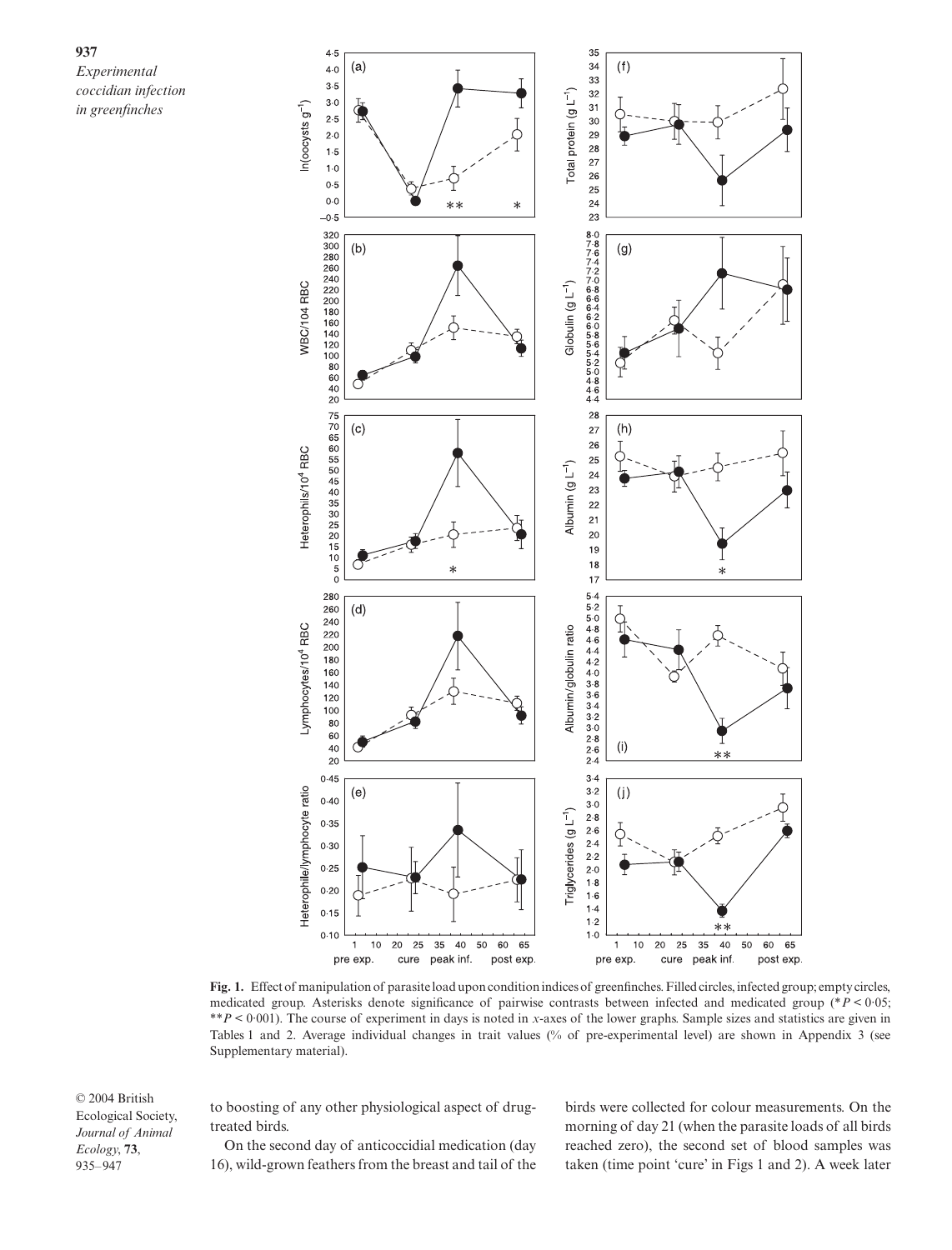**Fig. 1.** Effect of manipulation of parasite load upon condition indices of greenfinches. Filled circles, infected group; empty circles, medicated group. Asterisks denote significance of pairwise contrasts between infected and medicated group (* $P < 0.05$; ** $P < 0.001$). The course of experiment in days is noted in x-axes of the lower graphs. Sample sizes and statistics are given in Tables 1 and 2. Average individual changes in trait values (% of pre-experimental level) are shown in Appendix 3 (see Supplementary material).

to boosting of any other physiological aspect of drug-treated birds.

On the second day of anticoccidial medication (day 16), wild-grown feathers from the breast and tail of the birds were collected for colour measurements. On the morning of day 21 (when the parasite loads of all birds reached zero), the second set of blood samples was taken (time point 'cure' in Figs 1 and 2). A week later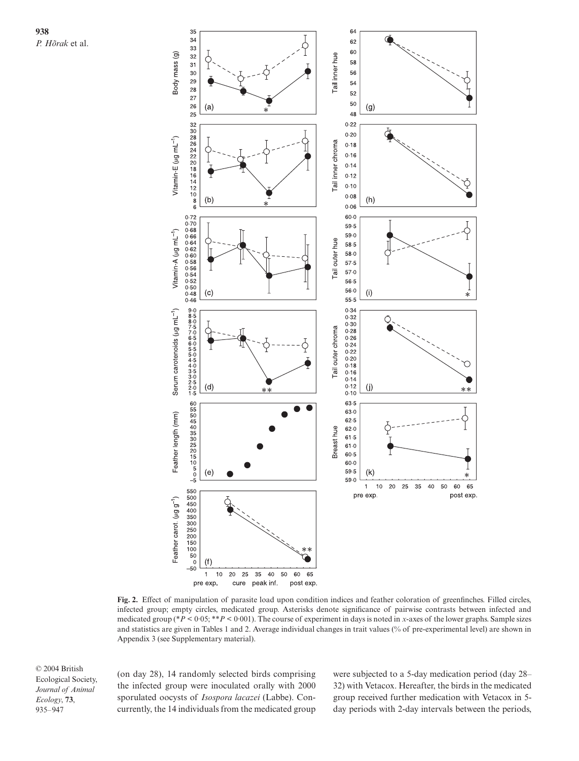**Fig. 2.** Effect of manipulation of parasite load upon condition indices and feather coloration of greenfinches. Filled circles, infected group; empty circles, medicated group. Asterisks denote significance of pairwise contrasts between infected and medicated group (* $P < 0.05$; ** $P < 0.001$). The course of experiment in days is noted in *x*-axes of the lower graphs. Sample sizes and statistics are given in Tables 1 and 2. Average individual changes in trait values (% of pre-experimental level) are shown in Appendix 3 (see Supplementary material).

(on day 28), 14 randomly selected birds comprising the infected group were inoculated orally with 2000 sporulated oocysts of *Isospora lacazei* (Labbe). Concurrently, the 14 individuals from the medicated group were subjected to a 5-day medication period (day 28–32) with Vetacox. Hereafter, the birds in the medicated group received further medication with Vetacox in 5-day periods with 2-day intervals between the periods,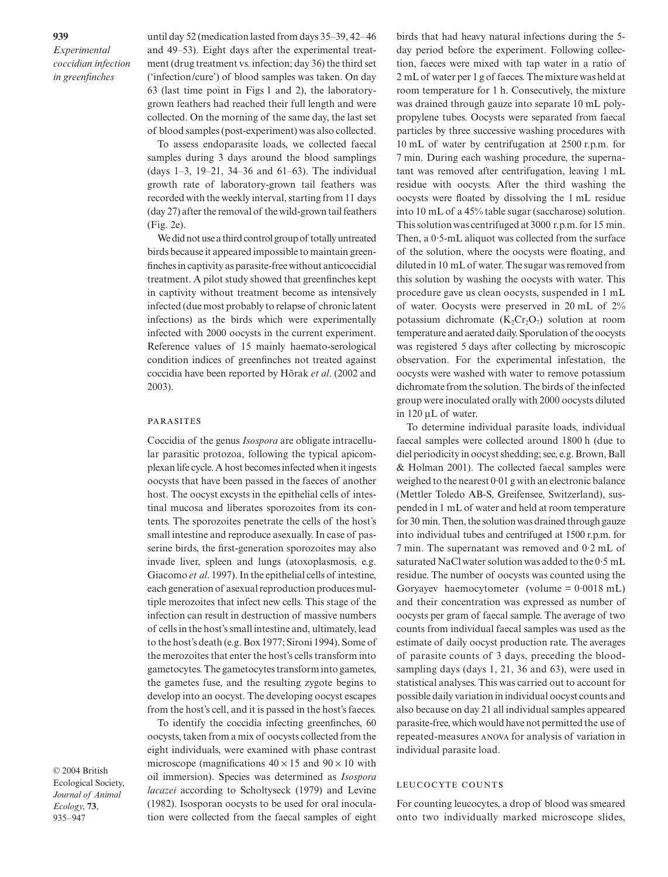until day 52 (medication lasted from days 35–39, 42–46 and 49–53). Eight days after the experimental treatment (drug treatment vs. infection; day 36) the third set ('infection/cure') of blood samples was taken. On day 63 (last time point in Figs 1 and 2), the laboratory-grown feathers had reached their full length and were collected. On the morning of the same day, the last set of blood samples (post-experiment) was also collected.

To assess endoparasite loads, we collected faecal samples during 3 days around the blood samplings (days 1–3, 19–21, 34–36 and 61–63). The individual growth rate of laboratory-grown tail feathers was recorded with the weekly interval, starting from 11 days (day 27) after the removal of the wild-grown tail feathers (Fig. 2e).

We did not use a third control group of totally untreated birds because it appeared impossible to maintain greenfinches in captivity as parasite-free without anticoccidial treatment. A pilot study showed that greenfinches kept in captivity without treatment become as intensively infected (due most probably to relapse of chronic latent infections) as the birds which were experimentally infected with 2000 oocysts in the current experiment. Reference values of 15 mainly haemato-serological condition indices of greenfinches not treated against coccidia have been reported by Hõrak *et al*. (2002 and 2003).

## Parasites

Coccidia of the genus *Isospora* are obligate intracellular parasitic protozoa, following the typical apicomplexan life cycle. A host becomes infected when it ingests oocysts that have been passed in the faeces of another host. The oocyst excysts in the epithelial cells of intestinal mucosa and liberates sporozoites from its contents. The sporozoites penetrate the cells of the host's small intestine and reproduce asexually. In case of passerine birds, the first-generation sporozoites may also invade liver, spleen and lungs (atoxoplasmosis, e.g. Giacomo *et al*. 1997). In the epithelial cells of intestine, each generation of asexual reproduction produces multiple merozoites that infect new cells. This stage of the infection can result in destruction of massive numbers of cells in the host's small intestine and, ultimately, lead to the host's death (e.g. Box 1977; Sironi 1994). Some of the merozoites that enter the host's cells transform into gametocytes. The gametocytes transform into gametes, the gametes fuse, and the resulting zygote begins to develop into an oocyst. The developing oocyst escapes from the host's cell, and it is passed in the host's faeces.

To identify the coccidia infecting greenfinches, 60 oocysts, taken from a mix of oocysts collected from the eight individuals, were examined with phase contrast microscope (magnifications $40 \times 15$ and $90 \times 10$ with oil immersion). Species was determined as *Isospora lacazei* according to Scholtyseck (1979) and Levine (1982). Isosporan oocysts to be used for oral inoculation were collected from the faecal samples of eight birds that had heavy natural infections during the 5-day period before the experiment. Following collection, faeces were mixed with tap water in a ratio of 2 mL of water per 1 g of faeces. The mixture was held at room temperature for 1 h. Consecutively, the mixture was drained through gauze into separate 10 mL polypropylene tubes. Oocysts were separated from faecal particles by three successive washing procedures with 10 mL of water by centrifugation at 2500 r.p.m. for 7 min. During each washing procedure, the supernatant was removed after centrifugation, leaving 1 mL residue with oocysts. After the third washing the oocysts were floated by dissolving the 1 mL residue into 10 mL of a 45% table sugar (saccharose) solution. This solution was centrifuged at 3000 r.p.m. for 15 min. Then, a 0·5-mL aliquot was collected from the surface of the solution, where the oocysts were floating, and diluted in 10 mL of water. The sugar was removed from this solution by washing the oocysts with water. This procedure gave us clean oocysts, suspended in 1 mL of water. Oocysts were preserved in 20 mL of 2% potassium dichromate ($K_2Cr_2O_7$) solution at room temperature and aerated daily. Sporulation of the oocysts was registered 5 days after collecting by microscopic observation. For the experimental infestation, the oocysts were washed with water to remove potassium dichromate from the solution. The birds of the infected group were inoculated orally with 2000 oocysts diluted in 120 µL of water.

To determine individual parasite loads, individual faecal samples were collected around 1800 h (due to diel periodicity in oocyst shedding; see, e.g. Brown, Ball & Holman 2001). The collected faecal samples were weighed to the nearest 0·01 g with an electronic balance (Mettler Toledo AB-S, Greifensee, Switzerland), suspended in 1 mL of water and held at room temperature for 30 min. Then, the solution was drained through gauze into individual tubes and centrifuged at 1500 r.p.m. for 7 min. The supernatant was removed and 0·2 mL of saturated NaCl water solution was added to the 0·5 mL residue. The number of oocysts was counted using the Goryayev haemocytometer (volume = 0·0018 mL) and their concentration was expressed as number of oocysts per gram of faecal sample. The average of two counts from individual faecal samples was used as the estimate of daily oocyst production rate. The averages of parasite counts of 3 days, preceding the blood-sampling days (days 1, 21, 36 and 63), were used in statistical analyses. This was carried out to account for possible daily variation in individual oocyst counts and also because on day 21 all individual samples appeared parasite-free, which would have not permitted the use of repeated-measures ANOVA for analysis of variation in individual parasite load.

## Leucocyte counts

For counting leucocytes, a drop of blood was smeared onto two individually marked microscope slides,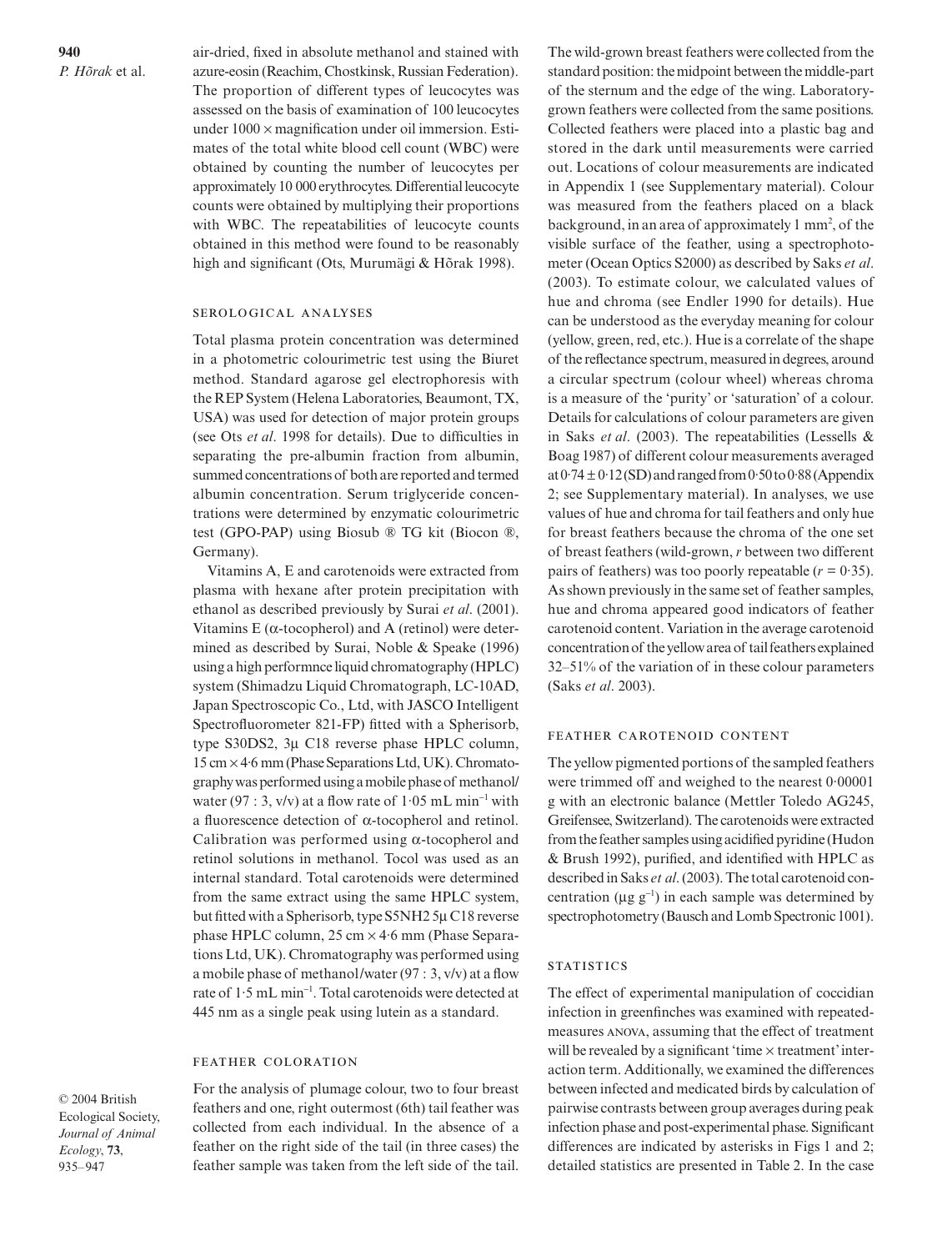air-dried, fixed in absolute methanol and stained with azure-eosin (Reachim, Chostkinsk, Russian Federation). The proportion of different types of leucocytes was assessed on the basis of examination of 100 leucocytes under 1000 × magnification under oil immersion. Estimates of the total white blood cell count (WBC) were obtained by counting the number of leucocytes per approximately 10 000 erythrocytes. Differential leucocyte counts were obtained by multiplying their proportions with WBC. The repeatabilities of leucocyte counts obtained in this method were found to be reasonably high and significant (Ots, Murumägi & Hõrak 1998).

### Serological analyses

Total plasma protein concentration was determined in a photometric colourimetric test using the Biuret method. Standard agarose gel electrophoresis with the REP System (Helena Laboratories, Beaumont, TX, USA) was used for detection of major protein groups (see Ots *et al*. 1998 for details). Due to difficulties in separating the pre-albumin fraction from albumin, summed concentrations of both are reported and termed albumin concentration. Serum triglyceride concentrations were determined by enzymatic colourimetric test (GPO-PAP) using Biosub ® TG kit (Biocon ®, Germany).

Vitamins A, E and carotenoids were extracted from plasma with hexane after protein precipitation with ethanol as described previously by Surai *et al*. (2001). Vitamins E (α-tocopherol) and A (retinol) were determined as described by Surai, Noble & Speake (1996) using a high performnce liquid chromatography (HPLC) system (Shimadzu Liquid Chromatograph, LC-10AD, Japan Spectroscopic Co., Ltd, with JASCO Intelligent Spectrofluorometer 821-FP) fitted with a Spherisorb, type S30DS2, 3μ C18 reverse phase HPLC column, 15 cm × 4·6 mm (Phase Separations Ltd, UK). Chromatography was performed using a mobile phase of methanol/water (97 : 3, v/v) at a flow rate of 1·05 mL min$^{-1}$ with a fluorescence detection of α-tocopherol and retinol. Calibration was performed using α-tocopherol and retinol solutions in methanol. Tocol was used as an internal standard. Total carotenoids were determined from the same extract using the same HPLC system, but fitted with a Spherisorb, type S5NH2 5μ C18 reverse phase HPLC column, 25 cm × 4·6 mm (Phase Separations Ltd, UK). Chromatography was performed using a mobile phase of methanol/water (97 : 3, v/v) at a flow rate of 1·5 mL min$^{-1}$. Total carotenoids were detected at 445 nm as a single peak using lutein as a standard.

### Feather coloration

For the analysis of plumage colour, two to four breast feathers and one, right outermost (6th) tail feather was collected from each individual. In the absence of a feather on the right side of the tail (in three cases) the feather sample was taken from the left side of the tail. The wild-grown breast feathers were collected from the standard position: the midpoint between the middle-part of the sternum and the edge of the wing. Laboratory-grown feathers were collected from the same positions. Collected feathers were placed into a plastic bag and stored in the dark until measurements were carried out. Locations of colour measurements are indicated in Appendix 1 (see Supplementary material). Colour was measured from the feathers placed on a black background, in an area of approximately 1 mm$^2$, of the visible surface of the feather, using a spectrophotometer (Ocean Optics S2000) as described by Saks *et al*. (2003). To estimate colour, we calculated values of hue and chroma (see Endler 1990 for details). Hue can be understood as the everyday meaning for colour (yellow, green, red, etc.). Hue is a correlate of the shape of the reflectance spectrum, measured in degrees, around a circular spectrum (colour wheel) whereas chroma is a measure of the 'purity' or 'saturation' of a colour. Details for calculations of colour parameters are given in Saks *et al*. (2003). The repeatabilities (Lessells & Boag 1987) of different colour measurements averaged at 0·74 ± 0·12 (SD) and ranged from 0·50 to 0·88 (Appendix 2; see Supplementary material). In analyses, we use values of hue and chroma for tail feathers and only hue for breast feathers because the chroma of the one set of breast feathers (wild-grown, $r$ between two different pairs of feathers) was too poorly repeatable ($r = 0·35$). As shown previously in the same set of feather samples, hue and chroma appeared good indicators of feather carotenoid content. Variation in the average carotenoid concentration of the yellow area of tail feathers explained 32–51% of the variation of in these colour parameters (Saks *et al*. 2003).

### Feather carotenoid content

The yellow pigmented portions of the sampled feathers were trimmed off and weighed to the nearest 0·00001 g with an electronic balance (Mettler Toledo AG245, Greifensee, Switzerland). The carotenoids were extracted from the feather samples using acidified pyridine (Hudon & Brush 1992), purified, and identified with HPLC as described in Saks *et al*. (2003). The total carotenoid concentration (μg g$^{-1}$) in each sample was determined by spectrophotometry (Bausch and Lomb Spectronic 1001).

### Statistics

The effect of experimental manipulation of coccidian infection in greenfinches was examined with repeated-measures ANOVA, assuming that the effect of treatment will be revealed by a significant 'time × treatment' interaction term. Additionally, we examined the differences between infected and medicated birds by calculation of pairwise contrasts between group averages during peak infection phase and post-experimental phase. Significant differences are indicated by asterisks in Figs 1 and 2; detailed statistics are presented in Table 2. In the case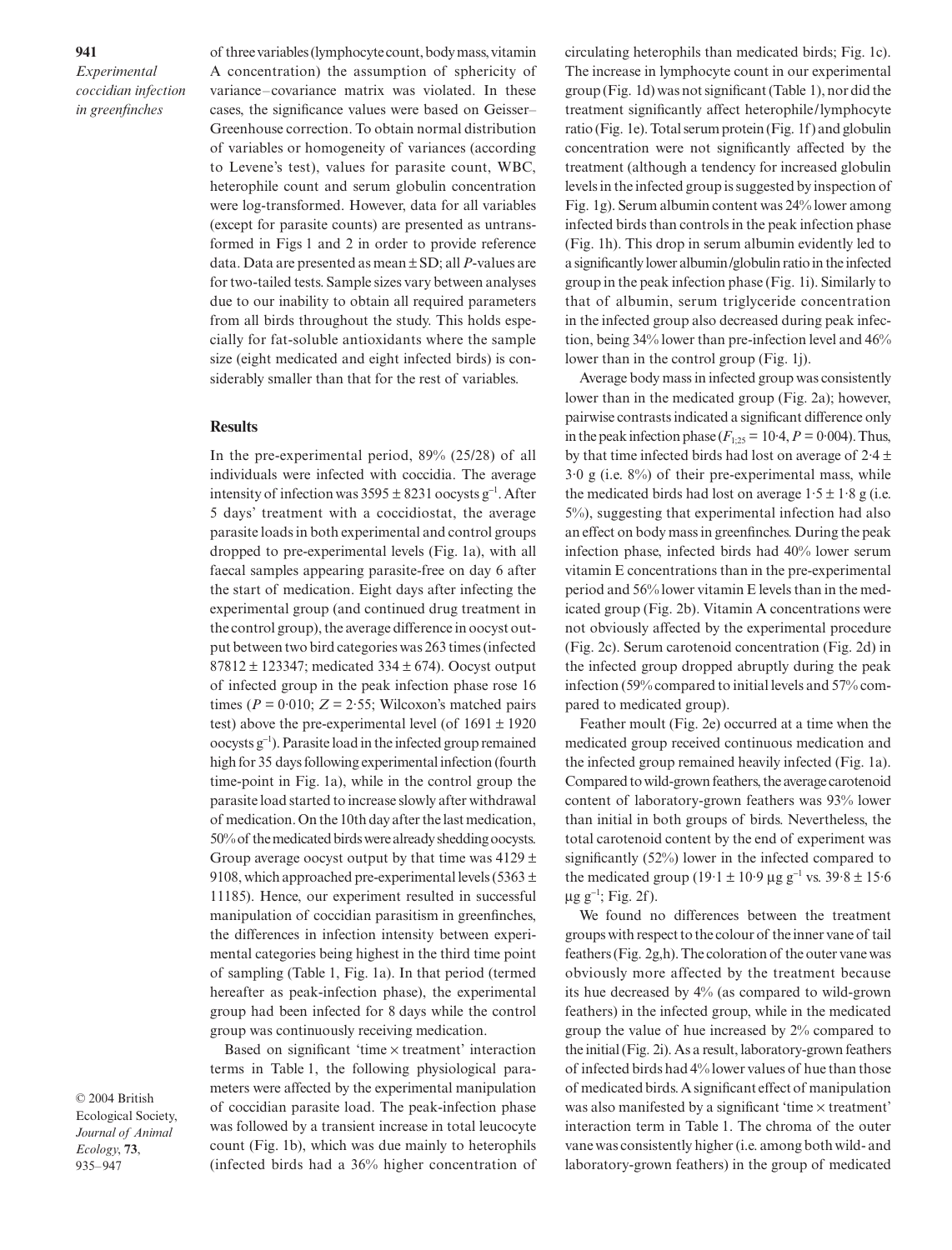of three variables (lymphocyte count, body mass, vitamin A concentration) the assumption of sphericity of variance–covariance matrix was violated. In these cases, the significance values were based on Geisser–Greenhouse correction. To obtain normal distribution of variables or homogeneity of variances (according to Levene's test), values for parasite count, WBC, heterophile count and serum globulin concentration were log-transformed. However, data for all variables (except for parasite counts) are presented as untransformed in Figs 1 and 2 in order to provide reference data. Data are presented as mean ± SD; all *P*-values are for two-tailed tests. Sample sizes vary between analyses due to our inability to obtain all required parameters from all birds throughout the study. This holds especially for fat-soluble antioxidants where the sample size (eight medicated and eight infected birds) is considerably smaller than that for the rest of variables.

## Results

In the pre-experimental period, 89% (25/28) of all individuals were infected with coccidia. The average intensity of infection was $3595 \pm 8231$ oocysts $g^{-1}$. After 5 days' treatment with a coccidiostat, the average parasite loads in both experimental and control groups dropped to pre-experimental levels (Fig. 1a), with all faecal samples appearing parasite-free on day 6 after the start of medication. Eight days after infecting the experimental group (and continued drug treatment in the control group), the average difference in oocyst output between two bird categories was 263 times (infected $87812 \pm 123347$; medicated $334 \pm 674$). Oocyst output of infected group in the peak infection phase rose 16 times ($P = 0{\cdot}010$; $Z = 2{\cdot}55$; Wilcoxon's matched pairs test) above the pre-experimental level (of $1691 \pm 1920$ oocysts $g^{-1}$). Parasite load in the infected group remained high for 35 days following experimental infection (fourth time-point in Fig. 1a), while in the control group the parasite load started to increase slowly after withdrawal of medication. On the 10th day after the last medication, 50% of the medicated birds were already shedding oocysts. Group average oocyst output by that time was $4129 \pm 9108$, which approached pre-experimental levels ($5363 \pm 11185$). Hence, our experiment resulted in successful manipulation of coccidian parasitism in greenfinches, the differences in infection intensity between experimental categories being highest in the third time point of sampling (Table 1, Fig. 1a). In that period (termed hereafter as peak-infection phase), the experimental group had been infected for 8 days while the control group was continuously receiving medication.

Based on significant 'time × treatment' interaction terms in Table 1, the following physiological parameters were affected by the experimental manipulation of coccidian parasite load. The peak-infection phase was followed by a transient increase in total leucocyte count (Fig. 1b), which was due mainly to heterophils (infected birds had a 36% higher concentration of circulating heterophils than medicated birds; Fig. 1c). The increase in lymphocyte count in our experimental group (Fig. 1d) was not significant (Table 1), nor did the treatment significantly affect heterophile/lymphocyte ratio (Fig. 1e). Total serum protein (Fig. 1f) and globulin concentration were not significantly affected by the treatment (although a tendency for increased globulin levels in the infected group is suggested by inspection of Fig. 1g). Serum albumin content was 24% lower among infected birds than controls in the peak infection phase (Fig. 1h). This drop in serum albumin evidently led to a significantly lower albumin/globulin ratio in the infected group in the peak infection phase (Fig. 1i). Similarly to that of albumin, serum triglyceride concentration in the infected group also decreased during peak infection, being 34% lower than pre-infection level and 46% lower than in the control group (Fig. 1j).

Average body mass in infected group was consistently lower than in the medicated group (Fig. 2a); however, pairwise contrasts indicated a significant difference only in the peak infection phase ($F_{1;25} = 10{\cdot}4$, $P = 0{\cdot}004$). Thus, by that time infected birds had lost on average of $2{\cdot}4 \pm 3{\cdot}0$ g (i.e. 8%) of their pre-experimental mass, while the medicated birds had lost on average $1{\cdot}5 \pm 1{\cdot}8$ g (i.e. 5%), suggesting that experimental infection had also an effect on body mass in greenfinches. During the peak infection phase, infected birds had 40% lower serum vitamin E concentrations than in the pre-experimental period and 56% lower vitamin E levels than in the medicated group (Fig. 2b). Vitamin A concentrations were not obviously affected by the experimental procedure (Fig. 2c). Serum carotenoid concentration (Fig. 2d) in the infected group dropped abruptly during the peak infection (59% compared to initial levels and 57% compared to medicated group).

Feather moult (Fig. 2e) occurred at a time when the medicated group received continuous medication and the infected group remained heavily infected (Fig. 1a). Compared to wild-grown feathers, the average carotenoid content of laboratory-grown feathers was 93% lower than initial in both groups of birds. Nevertheless, the total carotenoid content by the end of experiment was significantly (52%) lower in the infected compared to the medicated group ($19{\cdot}1 \pm 10{\cdot}9$ µg $g^{-1}$ vs. $39{\cdot}8 \pm 15{\cdot}6$ µg $g^{-1}$; Fig. 2f).

We found no differences between the treatment groups with respect to the colour of the inner vane of tail feathers (Fig. 2g,h). The coloration of the outer vane was obviously more affected by the treatment because its hue decreased by 4% (as compared to wild-grown feathers) in the infected group, while in the medicated group the value of hue increased by 2% compared to the initial (Fig. 2i). As a result, laboratory-grown feathers of infected birds had 4% lower values of hue than those of medicated birds. A significant effect of manipulation was also manifested by a significant 'time × treatment' interaction term in Table 1. The chroma of the outer vane was consistently higher (i.e. among both wild- and laboratory-grown feathers) in the group of medicated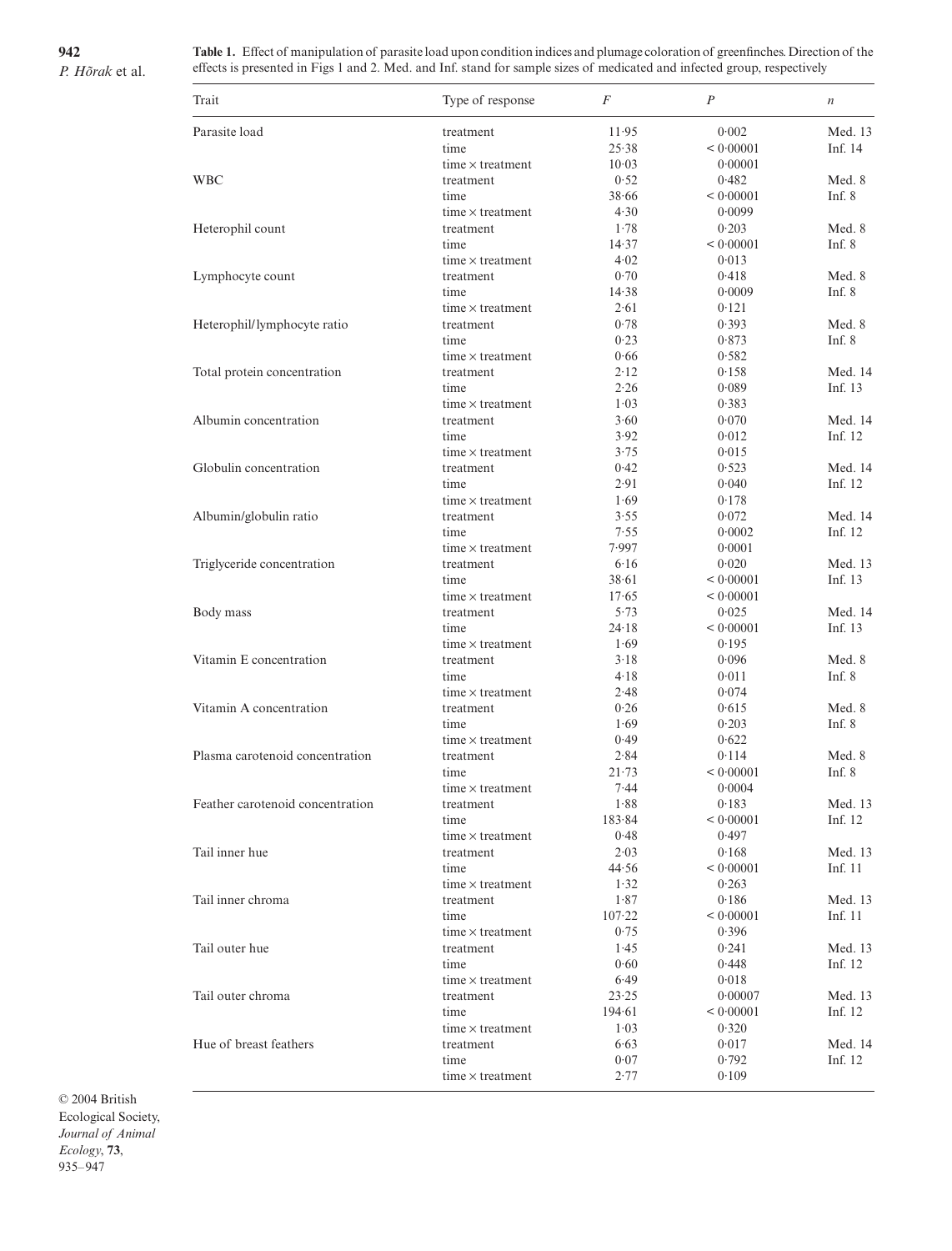**Table 1.** Effect of manipulation of parasite load upon condition indices and plumage coloration of greenfinches. Direction of the effects is presented in Figs 1 and 2. Med. and Inf. stand for sample sizes of medicated and infected group, respectively

| Trait | Type of response | $F$ | $P$ | $n$ |
|---|---|---|---|---|
| Parasite load | treatment | 11·95 | 0·002 | Med. 13 |
| | time | 25·38 | < 0·00001 | Inf. 14 |
| | time × treatment | 10·03 | 0·00001 | |
| WBC | treatment | 0·52 | 0·482 | Med. 8 |
| | time | 38·66 | < 0·00001 | Inf. 8 |
| | time × treatment | 4·30 | 0·0099 | |
| Heterophil count | treatment | 1·78 | 0·203 | Med. 8 |
| | time | 14·37 | < 0·00001 | Inf. 8 |
| | time × treatment | 4·02 | 0·013 | |
| Lymphocyte count | treatment | 0·70 | 0·418 | Med. 8 |
| | time | 14·38 | 0·0009 | Inf. 8 |
| | time × treatment | 2·61 | 0·121 | |
| Heterophil/lymphocyte ratio | treatment | 0·78 | 0·393 | Med. 8 |
| | time | 0·23 | 0·873 | Inf. 8 |
| | time × treatment | 0·66 | 0·582 | |
| Total protein concentration | treatment | 2·12 | 0·158 | Med. 14 |
| | time | 2·26 | 0·089 | Inf. 13 |
| | time × treatment | 1·03 | 0·383 | |
| Albumin concentration | treatment | 3·60 | 0·070 | Med. 14 |
| | time | 3·92 | 0·012 | Inf. 12 |
| | time × treatment | 3·75 | 0·015 | |
| Globulin concentration | treatment | 0·42 | 0·523 | Med. 14 |
| | time | 2·91 | 0·040 | Inf. 12 |
| | time × treatment | 1·69 | 0·178 | |
| Albumin/globulin ratio | treatment | 3·55 | 0·072 | Med. 14 |
| | time | 7·55 | 0·0002 | Inf. 12 |
| | time × treatment | 7·997 | 0·0001 | |
| Triglyceride concentration | treatment | 6·16 | 0·020 | Med. 13 |
| | time | 38·61 | < 0·00001 | Inf. 13 |
| | time × treatment | 17·65 | < 0·00001 | |
| Body mass | treatment | 5·73 | 0·025 | Med. 14 |
| | time | 24·18 | < 0·00001 | Inf. 13 |
| | time × treatment | 1·69 | 0·195 | |
| Vitamin E concentration | treatment | 3·18 | 0·096 | Med. 8 |
| | time | 4·18 | 0·011 | Inf. 8 |
| | time × treatment | 2·48 | 0·074 | |
| Vitamin A concentration | treatment | 0·26 | 0·615 | Med. 8 |
| | time | 1·69 | 0·203 | Inf. 8 |
| | time × treatment | 0·49 | 0·622 | |
| Plasma carotenoid concentration | treatment | 2·84 | 0·114 | Med. 8 |
| | time | 21·73 | < 0·00001 | Inf. 8 |
| | time × treatment | 7·44 | 0·0004 | |
| Feather carotenoid concentration | treatment | 1·88 | 0·183 | Med. 13 |
| | time | 183·84 | < 0·00001 | Inf. 12 |
| | time × treatment | 0·48 | 0·497 | |
| Tail inner hue | treatment | 2·03 | 0·168 | Med. 13 |
| | time | 44·56 | < 0·00001 | Inf. 11 |
| | time × treatment | 1·32 | 0·263 | |
| Tail inner chroma | treatment | 1·87 | 0·186 | Med. 13 |
| | time | 107·22 | < 0·00001 | Inf. 11 |
| | time × treatment | 0·75 | 0·396 | |
| Tail outer hue | treatment | 1·45 | 0·241 | Med. 13 |
| | time | 0·60 | 0·448 | Inf. 12 |
| | time × treatment | 6·49 | 0·018 | |
| Tail outer chroma | treatment | 23·25 | 0·00007 | Med. 13 |
| | time | 194·61 | < 0·00001 | Inf. 12 |
| | time × treatment | 1·03 | 0·320 | |
| Hue of breast feathers | treatment | 6·63 | 0·017 | Med. 14 |
| | time | 0·07 | 0·792 | Inf. 12 |
| | time × treatment | 2·77 | 0·109 | |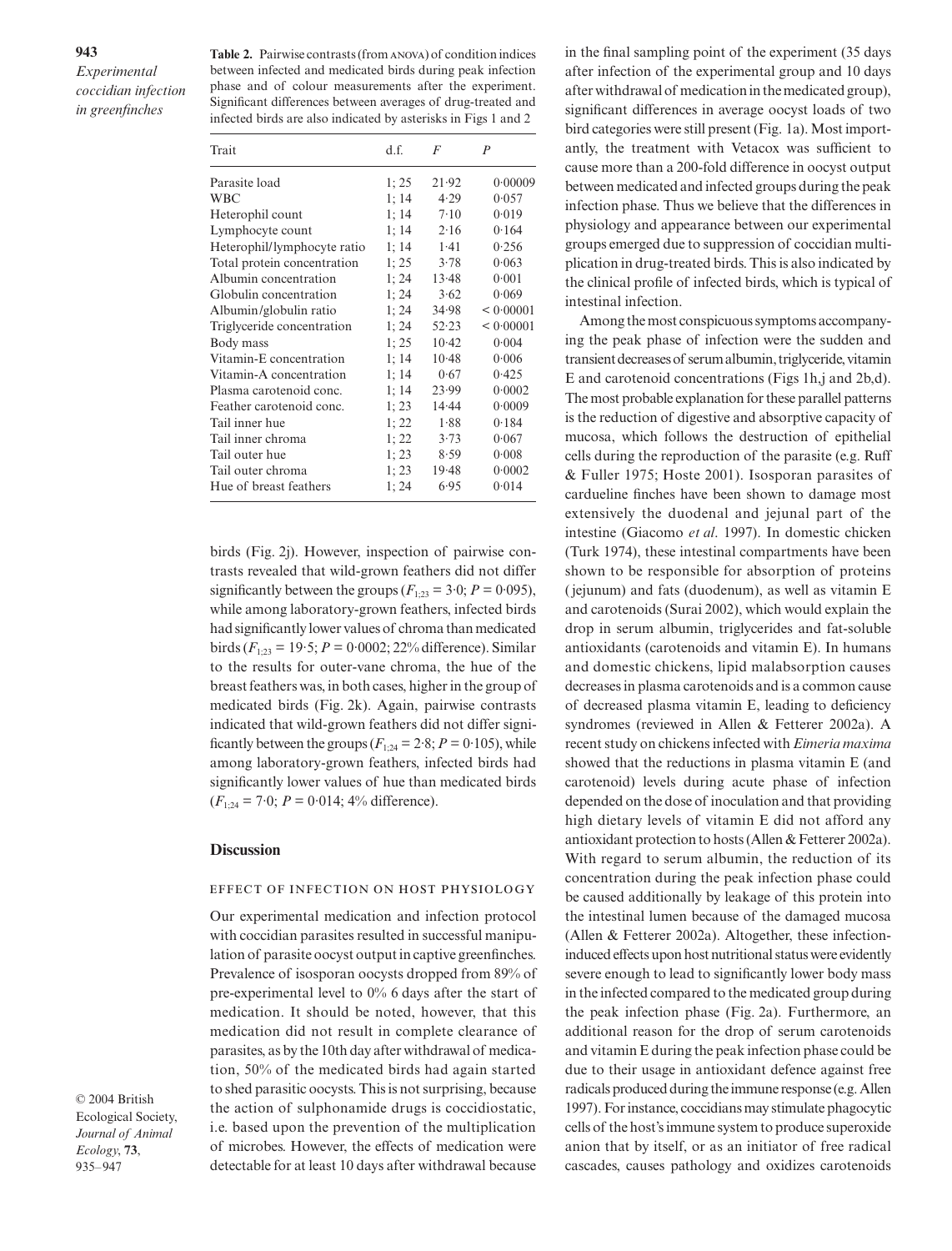**Table 2.** Pairwise contrasts (from ANOVA) of condition indices between infected and medicated birds during peak infection phase and of colour measurements after the experiment. Significant differences between averages of drug-treated and infected birds are also indicated by asterisks in Figs 1 and 2

| Trait | d.f. | $F$ | $P$ |
|---|---|---|---|
| Parasite load | 1; 25 | 21·92 | 0·00009 |
| WBC | 1; 14 | 4·29 | 0·057 |
| Heterophil count | 1; 14 | 7·10 | 0·019 |
| Lymphocyte count | 1; 14 | 2·16 | 0·164 |
| Heterophil/lymphocyte ratio | 1; 14 | 1·41 | 0·256 |
| Total protein concentration | 1; 25 | 3·78 | 0·063 |
| Albumin concentration | 1; 24 | 13·48 | 0·001 |
| Globulin concentration | 1; 24 | 3·62 | 0·069 |
| Albumin/globulin ratio | 1; 24 | 34·98 | < 0·00001 |
| Triglyceride concentration | 1; 24 | 52·23 | < 0·00001 |
| Body mass | 1; 25 | 10·42 | 0·004 |
| Vitamin-E concentration | 1; 14 | 10·48 | 0·006 |
| Vitamin-A concentration | 1; 14 | 0·67 | 0·425 |
| Plasma carotenoid conc. | 1; 14 | 23·99 | 0·0002 |
| Feather carotenoid conc. | 1; 23 | 14·44 | 0·0009 |
| Tail inner hue | 1; 22 | 1·88 | 0·184 |
| Tail inner chroma | 1; 22 | 3·73 | 0·067 |
| Tail outer hue | 1; 23 | 8·59 | 0·008 |
| Tail outer chroma | 1; 23 | 19·48 | 0·0002 |
| Hue of breast feathers | 1; 24 | 6·95 | 0·014 |

birds (Fig. 2j). However, inspection of pairwise contrasts revealed that wild-grown feathers did not differ significantly between the groups ($F_{1;23} = 3{\cdot}0$; $P = 0{\cdot}095$), while among laboratory-grown feathers, infected birds had significantly lower values of chroma than medicated birds ($F_{1;23} = 19{\cdot}5$; $P = 0{\cdot}0002$; 22% difference). Similar to the results for outer-vane chroma, the hue of the breast feathers was, in both cases, higher in the group of medicated birds (Fig. 2k). Again, pairwise contrasts indicated that wild-grown feathers did not differ significantly between the groups ($F_{1;24} = 2{\cdot}8$; $P = 0{\cdot}105$), while among laboratory-grown feathers, infected birds had significantly lower values of hue than medicated birds ($F_{1;24} = 7{\cdot}0$; $P = 0{\cdot}014$; 4% difference).

## Discussion

### EFFECT OF INFECTION ON HOST PHYSIOLOGY

Our experimental medication and infection protocol with coccidian parasites resulted in successful manipulation of parasite oocyst output in captive greenfinches. Prevalence of isosporan oocysts dropped from 89% of pre-experimental level to 0% 6 days after the start of medication. It should be noted, however, that this medication did not result in complete clearance of parasites, as by the 10th day after withdrawal of medication, 50% of the medicated birds had again started to shed parasitic oocysts. This is not surprising, because the action of sulphonamide drugs is coccidiostatic, i.e. based upon the prevention of the multiplication of microbes. However, the effects of medication were detectable for at least 10 days after withdrawal because in the final sampling point of the experiment (35 days after infection of the experimental group and 10 days after withdrawal of medication in the medicated group), significant differences in average oocyst loads of two bird categories were still present (Fig. 1a). Most importantly, the treatment with Vetacox was sufficient to cause more than a 200-fold difference in oocyst output between medicated and infected groups during the peak infection phase. Thus we believe that the differences in physiology and appearance between our experimental groups emerged due to suppression of coccidian multiplication in drug-treated birds. This is also indicated by the clinical profile of infected birds, which is typical of intestinal infection.

Among the most conspicuous symptoms accompanying the peak phase of infection were the sudden and transient decreases of serum albumin, triglyceride, vitamin E and carotenoid concentrations (Figs 1h,j and 2b,d). The most probable explanation for these parallel patterns is the reduction of digestive and absorptive capacity of mucosa, which follows the destruction of epithelial cells during the reproduction of the parasite (e.g. Ruff & Fuller 1975; Hoste 2001). Isosporan parasites of cardueline finches have been shown to damage most extensively the duodenal and jejunal part of the intestine (Giacomo *et al*. 1997). In domestic chicken (Turk 1974), these intestinal compartments have been shown to be responsible for absorption of proteins (jejunum) and fats (duodenum), as well as vitamin E and carotenoids (Surai 2002), which would explain the drop in serum albumin, triglycerides and fat-soluble antioxidants (carotenoids and vitamin E). In humans and domestic chickens, lipid malabsorption causes decreases in plasma carotenoids and is a common cause of decreased plasma vitamin E, leading to deficiency syndromes (reviewed in Allen & Fetterer 2002a). A recent study on chickens infected with *Eimeria maxima* showed that the reductions in plasma vitamin E (and carotenoid) levels during acute phase of infection depended on the dose of inoculation and that providing high dietary levels of vitamin E did not afford any antioxidant protection to hosts (Allen & Fetterer 2002a). With regard to serum albumin, the reduction of its concentration during the peak infection phase could be caused additionally by leakage of this protein into the intestinal lumen because of the damaged mucosa (Allen & Fetterer 2002a). Altogether, these infection-induced effects upon host nutritional status were evidently severe enough to lead to significantly lower body mass in the infected compared to the medicated group during the peak infection phase (Fig. 2a). Furthermore, an additional reason for the drop of serum carotenoids and vitamin E during the peak infection phase could be due to their usage in antioxidant defence against free radicals produced during the immune response (e.g. Allen 1997). For instance, coccidians may stimulate phagocytic cells of the host's immune system to produce superoxide anion that by itself, or as an initiator of free radical cascades, causes pathology and oxidizes carotenoids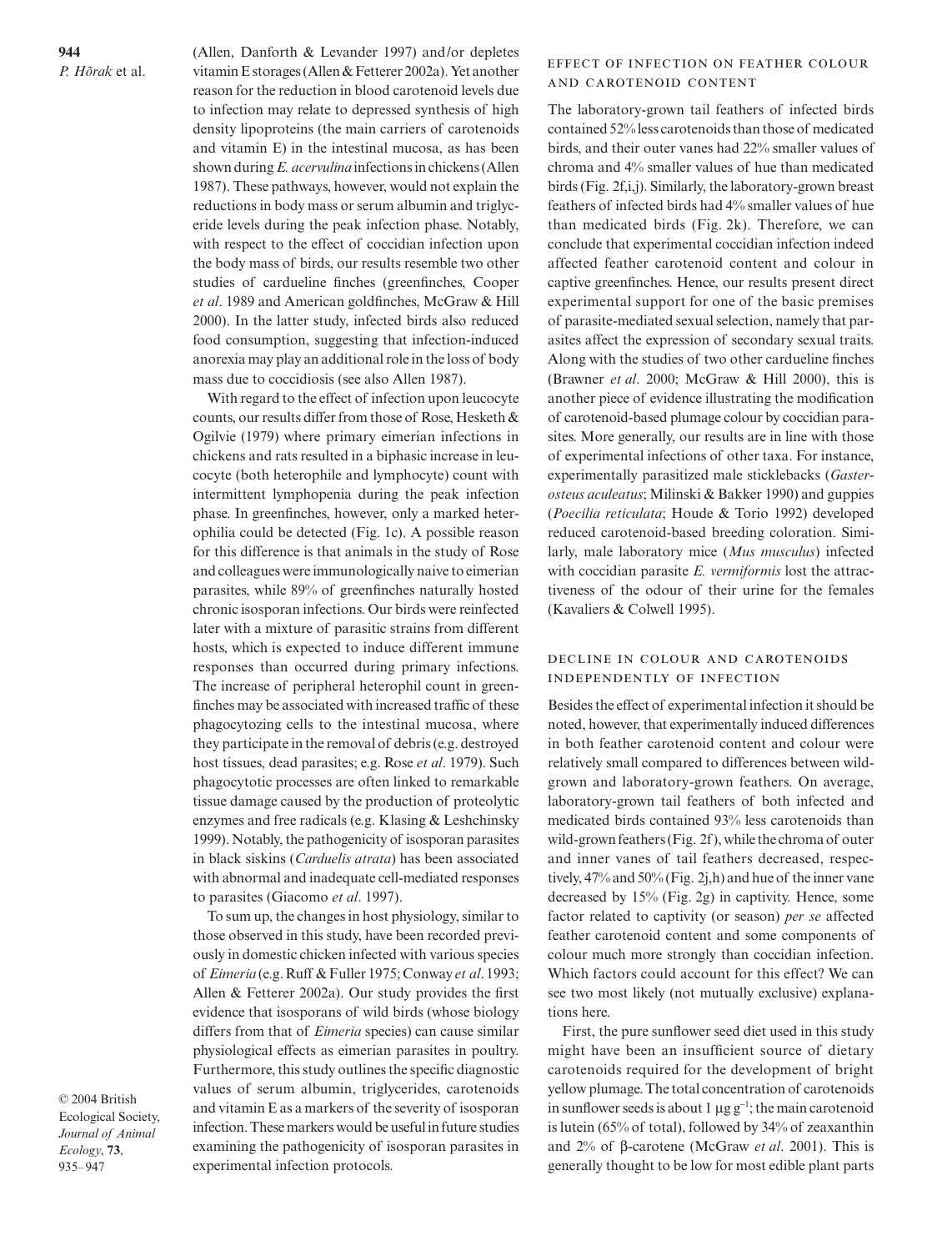(Allen, Danforth & Levander 1997) and/or depletes vitamin E storages (Allen & Fetterer 2002a). Yet another reason for the reduction in blood carotenoid levels due to infection may relate to depressed synthesis of high density lipoproteins (the main carriers of carotenoids and vitamin E) in the intestinal mucosa, as has been shown during *E. acervulina* infections in chickens (Allen 1987). These pathways, however, would not explain the reductions in body mass or serum albumin and triglyceride levels during the peak infection phase. Notably, with respect to the effect of coccidian infection upon the body mass of birds, our results resemble two other studies of cardueline finches (greenfinches, Cooper *et al*. 1989 and American goldfinches, McGraw & Hill 2000). In the latter study, infected birds also reduced food consumption, suggesting that infection-induced anorexia may play an additional role in the loss of body mass due to coccidiosis (see also Allen 1987).

With regard to the effect of infection upon leucocyte counts, our results differ from those of Rose, Hesketh & Ogilvie (1979) where primary eimerian infections in chickens and rats resulted in a biphasic increase in leucocyte (both heterophile and lymphocyte) count with intermittent lymphopenia during the peak infection phase. In greenfinches, however, only a marked heterophilia could be detected (Fig. 1c). A possible reason for this difference is that animals in the study of Rose and colleagues were immunologically naive to eimerian parasites, while 89% of greenfinches naturally hosted chronic isosporan infections. Our birds were reinfected later with a mixture of parasitic strains from different hosts, which is expected to induce different immune responses than occurred during primary infections. The increase of peripheral heterophil count in greenfinches may be associated with increased traffic of these phagocytozing cells to the intestinal mucosa, where they participate in the removal of debris (e.g. destroyed host tissues, dead parasites; e.g. Rose *et al*. 1979). Such phagocytotic processes are often linked to remarkable tissue damage caused by the production of proteolytic enzymes and free radicals (e.g. Klasing & Leshchinsky 1999). Notably, the pathogenicity of isosporan parasites in black siskins (*Carduelis atrata*) has been associated with abnormal and inadequate cell-mediated responses to parasites (Giacomo *et al*. 1997).

To sum up, the changes in host physiology, similar to those observed in this study, have been recorded previously in domestic chicken infected with various species of *Eimeria* (e.g. Ruff & Fuller 1975; Conway *et al*. 1993; Allen & Fetterer 2002a). Our study provides the first evidence that isosporans of wild birds (whose biology differs from that of *Eimeria* species) can cause similar physiological effects as eimerian parasites in poultry. Furthermore, this study outlines the specific diagnostic values of serum albumin, triglycerides, carotenoids and vitamin E as a markers of the severity of isosporan infection. These markers would be useful in future studies examining the pathogenicity of isosporan parasites in experimental infection protocols.

### Effect of infection on feather colour and carotenoid content

The laboratory-grown tail feathers of infected birds contained 52% less carotenoids than those of medicated birds, and their outer vanes had 22% smaller values of chroma and 4% smaller values of hue than medicated birds (Fig. 2f,i,j). Similarly, the laboratory-grown breast feathers of infected birds had 4% smaller values of hue than medicated birds (Fig. 2k). Therefore, we can conclude that experimental coccidian infection indeed affected feather carotenoid content and colour in captive greenfinches. Hence, our results present direct experimental support for one of the basic premises of parasite-mediated sexual selection, namely that parasites affect the expression of secondary sexual traits. Along with the studies of two other cardueline finches (Brawner *et al*. 2000; McGraw & Hill 2000), this is another piece of evidence illustrating the modification of carotenoid-based plumage colour by coccidian parasites. More generally, our results are in line with those of experimental infections of other taxa. For instance, experimentally parasitized male sticklebacks (*Gasterosteus aculeatus*; Milinski & Bakker 1990) and guppies (*Poecilia reticulata*; Houde & Torio 1992) developed reduced carotenoid-based breeding coloration. Similarly, male laboratory mice (*Mus musculus*) infected with coccidian parasite *E. vermiformis* lost the attractiveness of the odour of their urine for the females (Kavaliers & Colwell 1995).

### Decline in colour and carotenoids independently of infection

Besides the effect of experimental infection it should be noted, however, that experimentally induced differences in both feather carotenoid content and colour were relatively small compared to differences between wild-grown and laboratory-grown feathers. On average, laboratory-grown tail feathers of both infected and medicated birds contained 93% less carotenoids than wild-grown feathers (Fig. 2f), while the chroma of outer and inner vanes of tail feathers decreased, respectively, 47% and 50% (Fig. 2j,h) and hue of the inner vane decreased by 15% (Fig. 2g) in captivity. Hence, some factor related to captivity (or season) *per se* affected feather carotenoid content and some components of colour much more strongly than coccidian infection. Which factors could account for this effect? We can see two most likely (not mutually exclusive) explanations here.

First, the pure sunflower seed diet used in this study might have been an insufficient source of dietary carotenoids required for the development of bright yellow plumage. The total concentration of carotenoids in sunflower seeds is about 1 µg g$^{-1}$; the main carotenoid is lutein (65% of total), followed by 34% of zeaxanthin and 2% of β-carotene (McGraw *et al*. 2001). This is generally thought to be low for most edible plant parts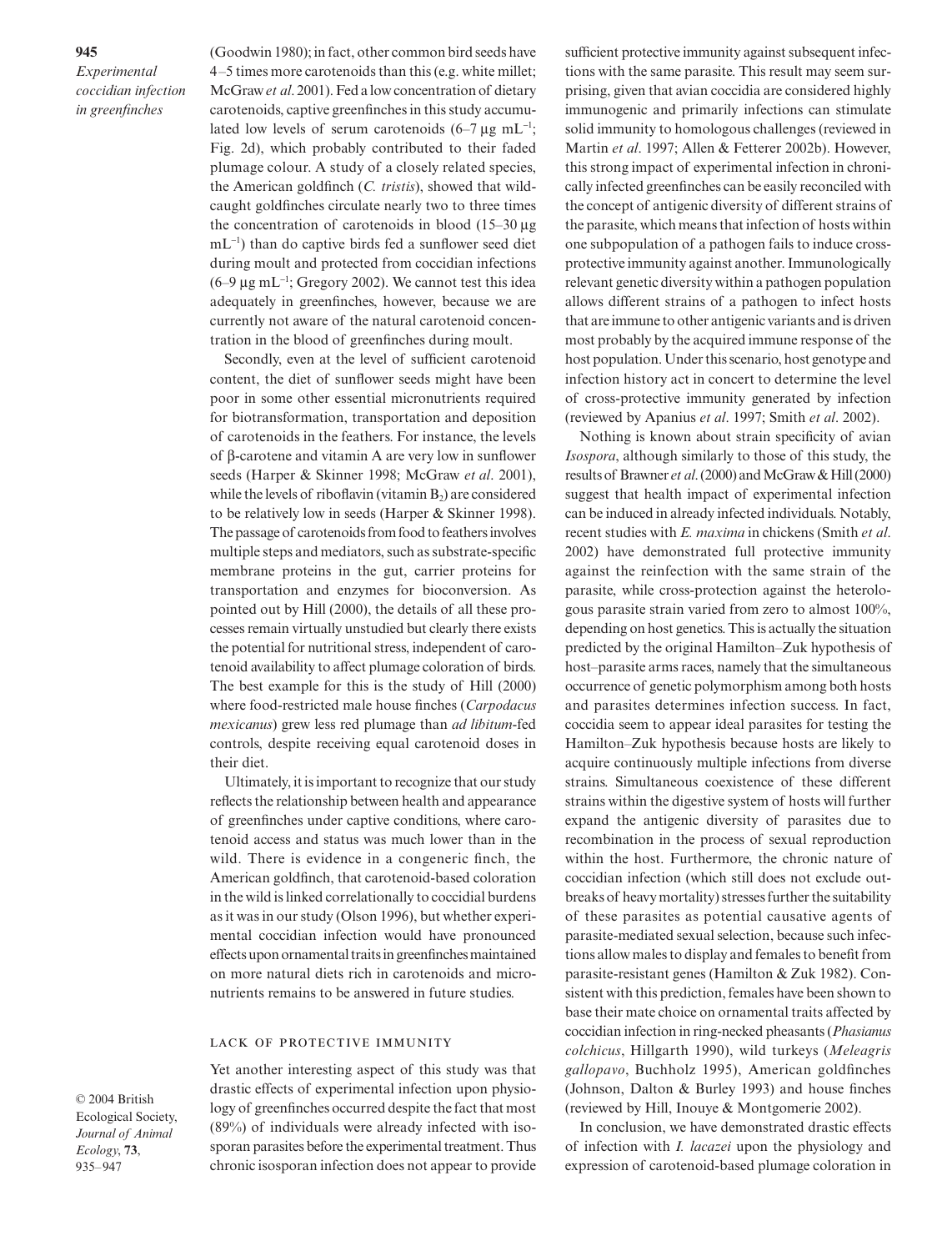(Goodwin 1980); in fact, other common bird seeds have 4–5 times more carotenoids than this (e.g. white millet; McGraw *et al*. 2001). Fed a low concentration of dietary carotenoids, captive greenfinches in this study accumulated low levels of serum carotenoids (6–7 µg $mL^{-1}$; Fig. 2d), which probably contributed to their faded plumage colour. A study of a closely related species, the American goldfinch (*C. tristis*), showed that wild-caught goldfinches circulate nearly two to three times the concentration of carotenoids in blood (15–30 µg $mL^{-1}$) than do captive birds fed a sunflower seed diet during moult and protected from coccidian infections (6–9 µg $mL^{-1}$; Gregory 2002). We cannot test this idea adequately in greenfinches, however, because we are currently not aware of the natural carotenoid concentration in the blood of greenfinches during moult.

Secondly, even at the level of sufficient carotenoid content, the diet of sunflower seeds might have been poor in some other essential micronutrients required for biotransformation, transportation and deposition of carotenoids in the feathers. For instance, the levels of β-carotene and vitamin A are very low in sunflower seeds (Harper & Skinner 1998; McGraw *et al*. 2001), while the levels of riboflavin (vitamin $B_2$) are considered to be relatively low in seeds (Harper & Skinner 1998). The passage of carotenoids from food to feathers involves multiple steps and mediators, such as substrate-specific membrane proteins in the gut, carrier proteins for transportation and enzymes for bioconversion. As pointed out by Hill (2000), the details of all these processes remain virtually unstudied but clearly there exists the potential for nutritional stress, independent of carotenoid availability to affect plumage coloration of birds. The best example for this is the study of Hill (2000) where food-restricted male house finches (*Carpodacus mexicanus*) grew less red plumage than *ad libitum*-fed controls, despite receiving equal carotenoid doses in their diet.

Ultimately, it is important to recognize that our study reflects the relationship between health and appearance of greenfinches under captive conditions, where carotenoid access and status was much lower than in the wild. There is evidence in a congeneric finch, the American goldfinch, that carotenoid-based coloration in the wild is linked correlationally to coccidial burdens as it was in our study (Olson 1996), but whether experimental coccidian infection would have pronounced effects upon ornamental traits in greenfinches maintained on more natural diets rich in carotenoids and micronutrients remains to be answered in future studies.

### LACK OF PROTECTIVE IMMUNITY

Yet another interesting aspect of this study was that drastic effects of experimental infection upon physiology of greenfinches occurred despite the fact that most (89%) of individuals were already infected with isosporan parasites before the experimental treatment. Thus chronic isosporan infection does not appear to provide sufficient protective immunity against subsequent infections with the same parasite. This result may seem surprising, given that avian coccidia are considered highly immunogenic and primarily infections can stimulate solid immunity to homologous challenges (reviewed in Martin *et al*. 1997; Allen & Fetterer 2002b). However, this strong impact of experimental infection in chronically infected greenfinches can be easily reconciled with the concept of antigenic diversity of different strains of the parasite, which means that infection of hosts within one subpopulation of a pathogen fails to induce cross-protective immunity against another. Immunologically relevant genetic diversity within a pathogen population allows different strains of a pathogen to infect hosts that are immune to other antigenic variants and is driven most probably by the acquired immune response of the host population. Under this scenario, host genotype and infection history act in concert to determine the level of cross-protective immunity generated by infection (reviewed by Apanius *et al*. 1997; Smith *et al*. 2002).

Nothing is known about strain specificity of avian *Isospora*, although similarly to those of this study, the results of Brawner *et al*. (2000) and McGraw & Hill (2000) suggest that health impact of experimental infection can be induced in already infected individuals. Notably, recent studies with *E. maxima* in chickens (Smith *et al*. 2002) have demonstrated full protective immunity against the reinfection with the same strain of the parasite, while cross-protection against the heterologous parasite strain varied from zero to almost 100%, depending on host genetics. This is actually the situation predicted by the original Hamilton–Zuk hypothesis of host–parasite arms races, namely that the simultaneous occurrence of genetic polymorphism among both hosts and parasites determines infection success. In fact, coccidia seem to appear ideal parasites for testing the Hamilton–Zuk hypothesis because hosts are likely to acquire continuously multiple infections from diverse strains. Simultaneous coexistence of these different strains within the digestive system of hosts will further expand the antigenic diversity of parasites due to recombination in the process of sexual reproduction within the host. Furthermore, the chronic nature of coccidian infection (which still does not exclude outbreaks of heavy mortality) stresses further the suitability of these parasites as potential causative agents of parasite-mediated sexual selection, because such infections allow males to display and females to benefit from parasite-resistant genes (Hamilton & Zuk 1982). Consistent with this prediction, females have been shown to base their mate choice on ornamental traits affected by coccidian infection in ring-necked pheasants (*Phasianus colchicus*, Hillgarth 1990), wild turkeys (*Meleagris gallopavo*, Buchholz 1995), American goldfinches (Johnson, Dalton & Burley 1993) and house finches (reviewed by Hill, Inouye & Montgomerie 2002).

In conclusion, we have demonstrated drastic effects of infection with *I. lacazei* upon the physiology and expression of carotenoid-based plumage coloration in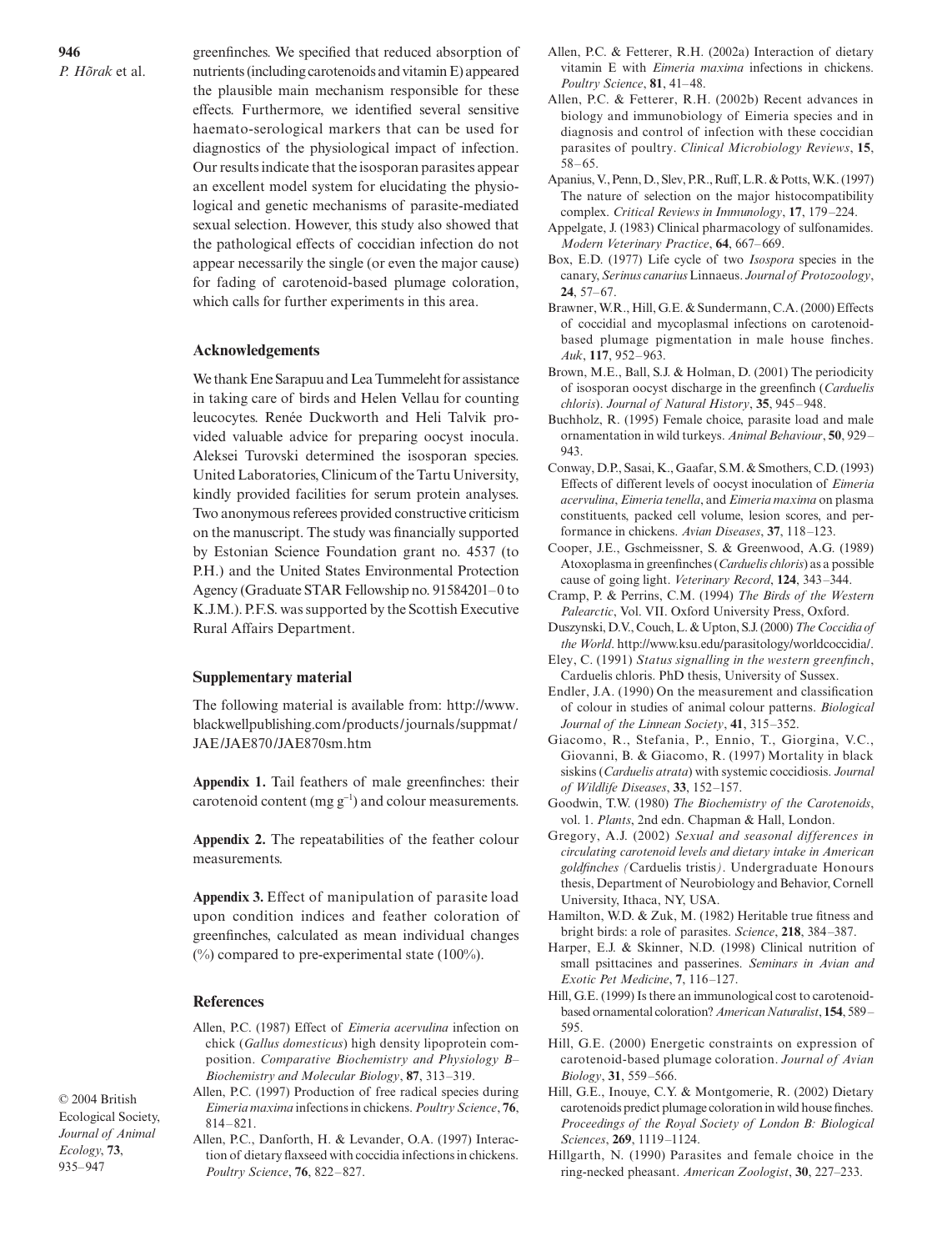greenfinches. We specified that reduced absorption of nutrients (including carotenoids and vitamin E) appeared the plausible main mechanism responsible for these effects. Furthermore, we identified several sensitive haemato-serological markers that can be used for diagnostics of the physiological impact of infection. Our results indicate that the isosporan parasites appear an excellent model system for elucidating the physiological and genetic mechanisms of parasite-mediated sexual selection. However, this study also showed that the pathological effects of coccidian infection do not appear necessarily the single (or even the major cause) for fading of carotenoid-based plumage coloration, which calls for further experiments in this area.

## Acknowledgements

We thank Ene Sarapuu and Lea Tummeleht for assistance in taking care of birds and Helen Vellau for counting leucocytes. Renée Duckworth and Heli Talvik provided valuable advice for preparing oocyst inocula. Aleksei Turovski determined the isosporan species. United Laboratories, Clinicum of the Tartu University, kindly provided facilities for serum protein analyses. Two anonymous referees provided constructive criticism on the manuscript. The study was financially supported by Estonian Science Foundation grant no. 4537 (to P.H.) and the United States Environmental Protection Agency (Graduate STAR Fellowship no. 91584201–0 to K.J.M.). P.F.S. was supported by the Scottish Executive Rural Affairs Department.

## Supplementary material

The following material is available from: http://www.blackwellpublishing.com/products/journals/suppmat/JAE/JAE870/JAE870sm.htm

**Appendix 1.** Tail feathers of male greenfinches: their carotenoid content (mg $g^{-1}$) and colour measurements.

**Appendix 2.** The repeatabilities of the feather colour measurements.

**Appendix 3.** Effect of manipulation of parasite load upon condition indices and feather coloration of greenfinches, calculated as mean individual changes (%) compared to pre-experimental state (100%).

## References

Allen, P.C. (1987) Effect of *Eimeria acervulina* infection on chick (*Gallus domesticus*) high density lipoprotein composition. *Comparative Biochemistry and Physiology B–Biochemistry and Molecular Biology*, **87**, 313–319.

Allen, P.C. (1997) Production of free radical species during *Eimeria maxima* infections in chickens. *Poultry Science*, **76**, 814–821.

Allen, P.C., Danforth, H. & Levander, O.A. (1997) Interaction of dietary flaxseed with coccidia infections in chickens. *Poultry Science*, **76**, 822–827.

Allen, P.C. & Fetterer, R.H. (2002a) Interaction of dietary vitamin E with *Eimeria maxima* infections in chickens. *Poultry Science*, **81**, 41–48.

Allen, P.C. & Fetterer, R.H. (2002b) Recent advances in biology and immunobiology of Eimeria species and in diagnosis and control of infection with these coccidian parasites of poultry. *Clinical Microbiology Reviews*, **15**, 58–65.

Apanius, V., Penn, D., Slev, P.R., Ruff, L.R. & Potts, W.K. (1997) The nature of selection on the major histocompatibility complex. *Critical Reviews in Immunology*, **17**, 179–224.

Appelgate, J. (1983) Clinical pharmacology of sulfonamides. *Modern Veterinary Practice*, **64**, 667–669.

Box, E.D. (1977) Life cycle of two *Isospora* species in the canary, *Serinus canarius* Linnaeus. *Journal of Protozoology*, **24**, 57–67.

Brawner, W.R., Hill, G.E. & Sundermann, C.A. (2000) Effects of coccidial and mycoplasmal infections on carotenoid-based plumage pigmentation in male house finches. *Auk*, **117**, 952–963.

Brown, M.E., Ball, S.J. & Holman, D. (2001) The periodicity of isosporan oocyst discharge in the greenfinch (*Carduelis chloris*). *Journal of Natural History*, **35**, 945–948.

Buchholz, R. (1995) Female choice, parasite load and male ornamentation in wild turkeys. *Animal Behaviour*, **50**, 929–943.

Conway, D.P., Sasai, K., Gaafar, S.M. & Smothers, C.D. (1993) Effects of different levels of oocyst inoculation of *Eimeria acervulina*, *Eimeria tenella*, and *Eimeria maxima* on plasma constituents, packed cell volume, lesion scores, and performance in chickens. *Avian Diseases*, **37**, 118–123.

Cooper, J.E., Gschmeissner, S. & Greenwood, A.G. (1989) Atoxoplasma in greenfinches (*Carduelis chloris*) as a possible cause of going light. *Veterinary Record*, **124**, 343–344.

Cramp, P. & Perrins, C.M. (1994) *The Birds of the Western Palearctic*, Vol. VII. Oxford University Press, Oxford.

Duszynski, D.V., Couch, L. & Upton, S.J. (2000) *The Coccidia of the World*. http://www.ksu.edu/parasitology/worldcoccidia/.

Eley, C. (1991) *Status signalling in the western greenfinch*, Carduelis chloris. PhD thesis, University of Sussex.

Endler, J.A. (1990) On the measurement and classification of colour in studies of animal colour patterns. *Biological Journal of the Linnean Society*, **41**, 315–352.

Giacomo, R., Stefania, P., Ennio, T., Giorgina, V.C., Giovanni, B. & Giacomo, R. (1997) Mortality in black siskins (*Carduelis atrata*) with systemic coccidiosis. *Journal of Wildlife Diseases*, **33**, 152–157.

Goodwin, T.W. (1980) *The Biochemistry of the Carotenoids*, vol. 1. *Plants*, 2nd edn. Chapman & Hall, London.

Gregory, A.J. (2002) *Sexual and seasonal differences in circulating carotenoid levels and dietary intake in American goldfinches (*Carduelis tristis*)*. Undergraduate Honours thesis, Department of Neurobiology and Behavior, Cornell University, Ithaca, NY, USA.

Hamilton, W.D. & Zuk, M. (1982) Heritable true fitness and bright birds: a role of parasites. *Science*, **218**, 384–387.

Harper, E.J. & Skinner, N.D. (1998) Clinical nutrition of small psittacines and passerines. *Seminars in Avian and Exotic Pet Medicine*, **7**, 116–127.

Hill, G.E. (1999) Is there an immunological cost to carotenoid-based ornamental coloration? *American Naturalist*, **154**, 589–595.

Hill, G.E. (2000) Energetic constraints on expression of carotenoid-based plumage coloration. *Journal of Avian Biology*, **31**, 559–566.

Hill, G.E., Inouye, C.Y. & Montgomerie, R. (2002) Dietary carotenoids predict plumage coloration in wild house finches. *Proceedings of the Royal Society of London B: Biological Sciences*, **269**, 1119–1124.

Hillgarth, N. (1990) Parasites and female choice in the ring-necked pheasant. *American Zoologist*, **30**, 227–233.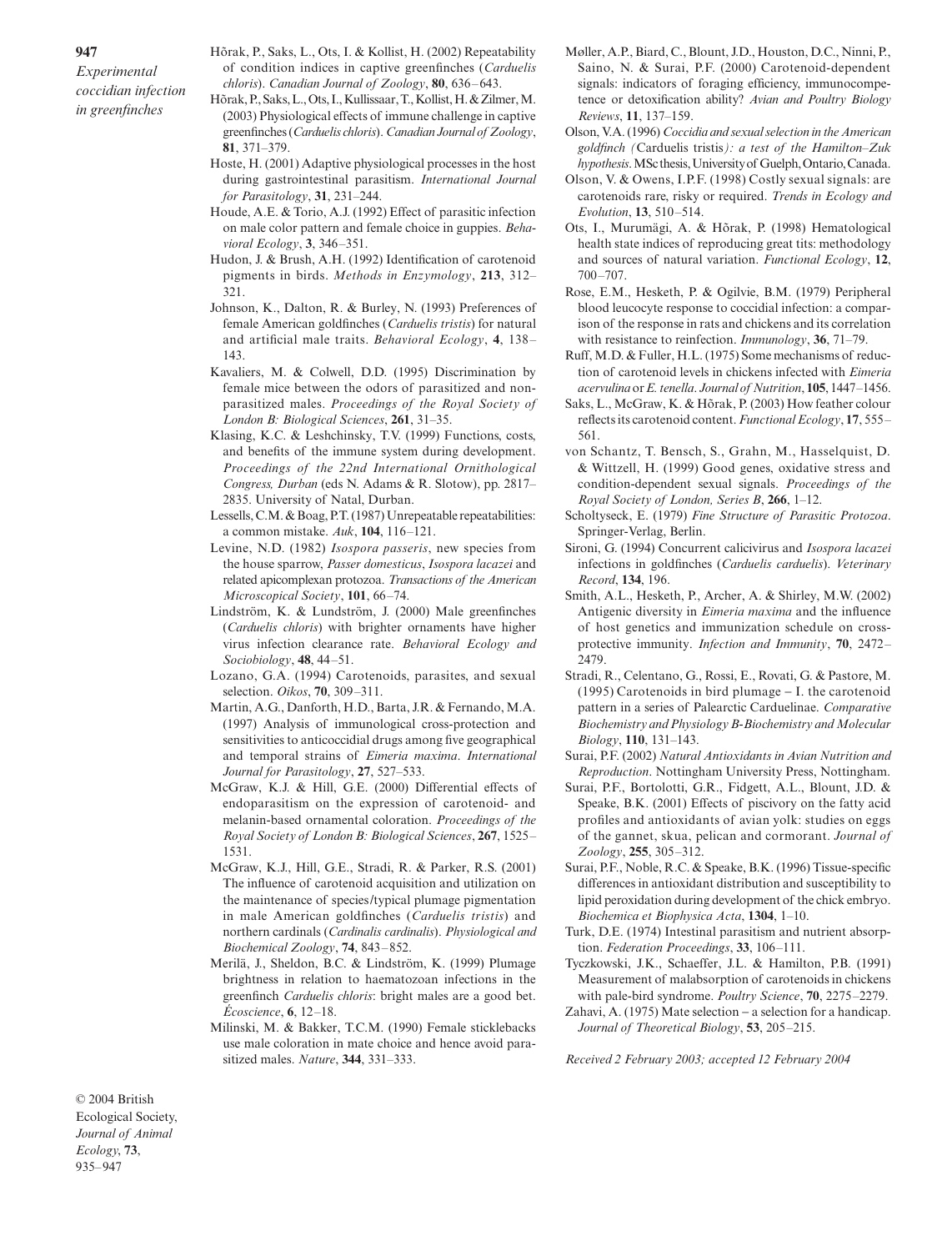Hõrak, P., Saks, L., Ots, I. & Kollist, H. (2002) Repeatability of condition indices in captive greenfinches (*Carduelis chloris*). *Canadian Journal of Zoology*, **80**, 636–643.

Hõrak, P., Saks, L., Ots, I., Kullissaar, T., Kollist, H. & Zilmer, M. (2003) Physiological effects of immune challenge in captive greenfinches (*Carduelis chloris*). *Canadian Journal of Zoology*, **81**, 371–379.

Hoste, H. (2001) Adaptive physiological processes in the host during gastrointestinal parasitism. *International Journal for Parasitology*, **31**, 231–244.

Houde, A.E. & Torio, A.J. (1992) Effect of parasitic infection on male color pattern and female choice in guppies. *Behavioral Ecology*, **3**, 346–351.

Hudon, J. & Brush, A.H. (1992) Identification of carotenoid pigments in birds. *Methods in Enzymology*, **213**, 312–321.

Johnson, K., Dalton, R. & Burley, N. (1993) Preferences of female American goldfinches (*Carduelis tristis*) for natural and artificial male traits. *Behavioral Ecology*, **4**, 138–143.

Kavaliers, M. & Colwell, D.D. (1995) Discrimination by female mice between the odors of parasitized and non-parasitized males. *Proceedings of the Royal Society of London B: Biological Sciences*, **261**, 31–35.

Klasing, K.C. & Leshchinsky, T.V. (1999) Functions, costs, and benefits of the immune system during development. *Proceedings of the 22nd International Ornithological Congress, Durban* (eds N. Adams & R. Slotow), pp. 2817–2835. University of Natal, Durban.

Lessells, C.M. & Boag, P.T. (1987) Unrepeatable repeatabilities: a common mistake. *Auk*, **104**, 116–121.

Levine, N.D. (1982) *Isospora passeris*, new species from the house sparrow, *Passer domesticus*, *Isospora lacazei* and related apicomplexan protozoa. *Transactions of the American Microscopical Society*, **101**, 66–74.

Lindström, K. & Lundström, J. (2000) Male greenfinches (*Carduelis chloris*) with brighter ornaments have higher virus infection clearance rate. *Behavioral Ecology and Sociobiology*, **48**, 44–51.

Lozano, G.A. (1994) Carotenoids, parasites, and sexual selection. *Oikos*, **70**, 309–311.

Martin, A.G., Danforth, H.D., Barta, J.R. & Fernando, M.A. (1997) Analysis of immunological cross-protection and sensitivities to anticoccidial drugs among five geographical and temporal strains of *Eimeria maxima*. *International Journal for Parasitology*, **27**, 527–533.

McGraw, K.J. & Hill, G.E. (2000) Differential effects of endoparasitism on the expression of carotenoid- and melanin-based ornamental coloration. *Proceedings of the Royal Society of London B: Biological Sciences*, **267**, 1525–1531.

McGraw, K.J., Hill, G.E., Stradi, R. & Parker, R.S. (2001) The influence of carotenoid acquisition and utilization on the maintenance of species/typical plumage pigmentation in male American goldfinches (*Carduelis tristis*) and northern cardinals (*Cardinalis cardinalis*). *Physiological and Biochemical Zoology*, **74**, 843–852.

Merilä, J., Sheldon, B.C. & Lindström, K. (1999) Plumage brightness in relation to haematozoan infections in the greenfinch *Carduelis chloris*: bright males are a good bet. *Écoscience*, **6**, 12–18.

Milinski, M. & Bakker, T.C.M. (1990) Female sticklebacks use male coloration in mate choice and hence avoid parasitized males. *Nature*, **344**, 331–333.

Møller, A.P., Biard, C., Blount, J.D., Houston, D.C., Ninni, P., Saino, N. & Surai, P.F. (2000) Carotenoid-dependent signals: indicators of foraging efficiency, immunocompetence or detoxification ability? *Avian and Poultry Biology Reviews*, **11**, 137–159.

Olson, V.A. (1996) *Coccidia and sexual selection in the American goldfinch (*Carduelis tristis*): a test of the Hamilton–Zuk hypothesis*. MSc thesis, University of Guelph, Ontario, Canada.

Olson, V. & Owens, I.P.F. (1998) Costly sexual signals: are carotenoids rare, risky or required. *Trends in Ecology and Evolution*, **13**, 510–514.

Ots, I., Murumägi, A. & Hõrak, P. (1998) Hematological health state indices of reproducing great tits: methodology and sources of natural variation. *Functional Ecology*, **12**, 700–707.

Rose, E.M., Hesketh, P. & Ogilvie, B.M. (1979) Peripheral blood leucocyte response to coccidial infection: a comparison of the response in rats and chickens and its correlation with resistance to reinfection. *Immunology*, **36**, 71–79.

Ruff, M.D. & Fuller, H.L. (1975) Some mechanisms of reduction of carotenoid levels in chickens infected with *Eimeria acervulina* or *E. tenella*. *Journal of Nutrition*, **105**, 1447–1456.

Saks, L., McGraw, K. & Hõrak, P. (2003) How feather colour reflects its carotenoid content. *Functional Ecology*, **17**, 555–561.

von Schantz, T. Bensch, S., Grahn, M., Hasselquist, D. & Wittzell, H. (1999) Good genes, oxidative stress and condition-dependent sexual signals. *Proceedings of the Royal Society of London, Series B*, **266**, 1–12.

Scholtyseck, E. (1979) *Fine Structure of Parasitic Protozoa*. Springer-Verlag, Berlin.

Sironi, G. (1994) Concurrent calicivirus and *Isospora lacazei* infections in goldfinches (*Carduelis carduelis*). *Veterinary Record*, **134**, 196.

Smith, A.L., Hesketh, P., Archer, A. & Shirley, M.W. (2002) Antigenic diversity in *Eimeria maxima* and the influence of host genetics and immunization schedule on cross-protective immunity. *Infection and Immunity*, **70**, 2472–2479.

Stradi, R., Celentano, G., Rossi, E., Rovati, G. & Pastore, M. (1995) Carotenoids in bird plumage – I. the carotenoid pattern in a series of Palearctic Carduelinae. *Comparative Biochemistry and Physiology B-Biochemistry and Molecular Biology*, **110**, 131–143.

Surai, P.F. (2002) *Natural Antioxidants in Avian Nutrition and Reproduction*. Nottingham University Press, Nottingham.

Surai, P.F., Bortolotti, G.R., Fidgett, A.L., Blount, J.D. & Speake, B.K. (2001) Effects of piscivory on the fatty acid profiles and antioxidants of avian yolk: studies on eggs of the gannet, skua, pelican and cormorant. *Journal of Zoology*, **255**, 305–312.

Surai, P.F., Noble, R.C. & Speake, B.K. (1996) Tissue-specific differences in antioxidant distribution and susceptibility to lipid peroxidation during development of the chick embryo. *Biochemica et Biophysica Acta*, **1304**, 1–10.

Turk, D.E. (1974) Intestinal parasitism and nutrient absorption. *Federation Proceedings*, **33**, 106–111.

Tyczkowski, J.K., Schaeffer, J.L. & Hamilton, P.B. (1991) Measurement of malabsorption of carotenoids in chickens with pale-bird syndrome. *Poultry Science*, **70**, 2275–2279.

Zahavi, A. (1975) Mate selection – a selection for a handicap. *Journal of Theoretical Biology*, **53**, 205–215.

*Received 2 February 2003; accepted 12 February 2004*